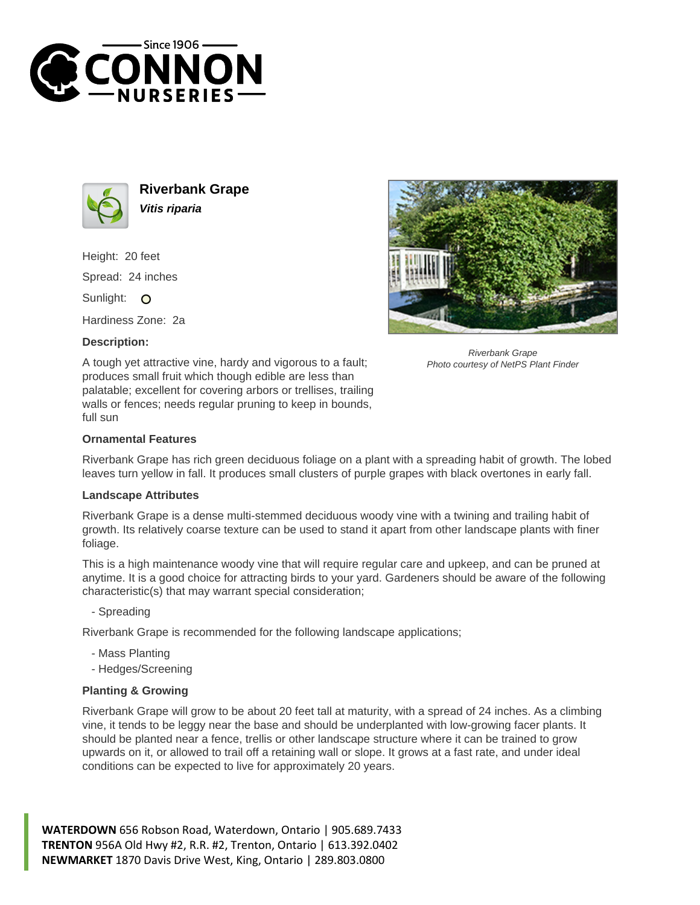# Riverbank Grape

***Vitis riparia***

Height: 20 feet

Spread: 24 inches

Sunlight: O

Hardiness Zone: 2a

**Description:**

A tough yet attractive vine, hardy and vigorous to a fault; produces small fruit which though edible are less than palatable; excellent for covering arbors or trellises, trailing walls or fences; needs regular pruning to keep in bounds, full sun

*Riverbank Grape*
*Photo courtesy of NetPS Plant Finder*

**Ornamental Features**

Riverbank Grape has rich green deciduous foliage on a plant with a spreading habit of growth. The lobed leaves turn yellow in fall. It produces small clusters of purple grapes with black overtones in early fall.

**Landscape Attributes**

Riverbank Grape is a dense multi-stemmed deciduous woody vine with a twining and trailing habit of growth. Its relatively coarse texture can be used to stand it apart from other landscape plants with finer foliage.

This is a high maintenance woody vine that will require regular care and upkeep, and can be pruned at anytime. It is a good choice for attracting birds to your yard. Gardeners should be aware of the following characteristic(s) that may warrant special consideration;

- Spreading

Riverbank Grape is recommended for the following landscape applications;

- Mass Planting
- Hedges/Screening

**Planting & Growing**

Riverbank Grape will grow to be about 20 feet tall at maturity, with a spread of 24 inches. As a climbing vine, it tends to be leggy near the base and should be underplanted with low-growing facer plants. It should be planted near a fence, trellis or other landscape structure where it can be trained to grow upwards on it, or allowed to trail off a retaining wall or slope. It grows at a fast rate, and under ideal conditions can be expected to live for approximately 20 years.

**WATERDOWN** 656 Robson Road, Waterdown, Ontario | 905.689.7433
**TRENTON** 956A Old Hwy #2, R.R. #2, Trenton, Ontario | 613.392.0402
**NEWMARKET** 1870 Davis Drive West, King, Ontario | 289.803.0800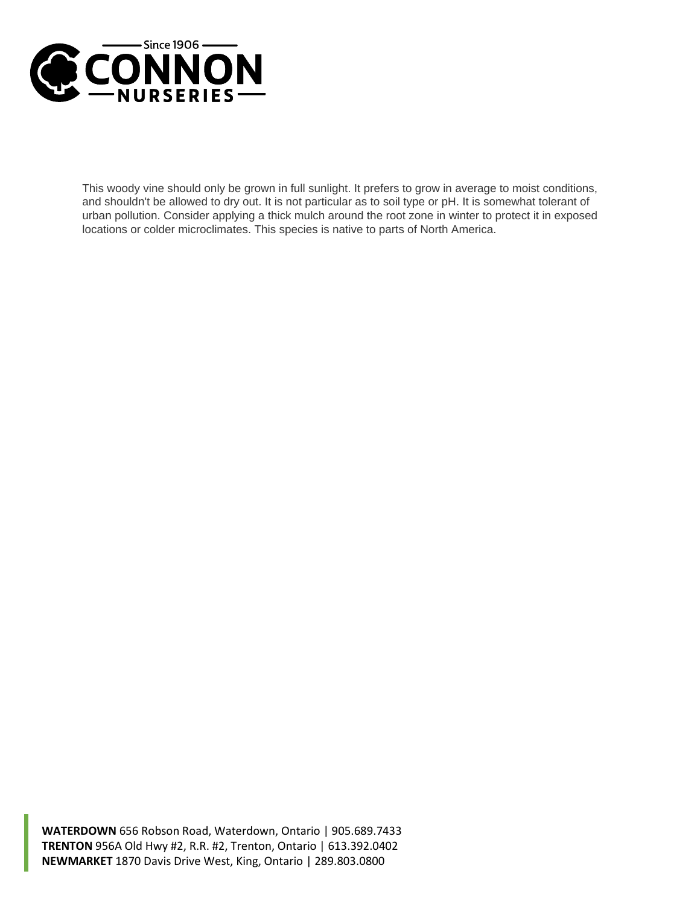This woody vine should only be grown in full sunlight. It prefers to grow in average to moist conditions, and shouldn't be allowed to dry out. It is not particular as to soil type or pH. It is somewhat tolerant of urban pollution. Consider applying a thick mulch around the root zone in winter to protect it in exposed locations or colder microclimates. This species is native to parts of North America.